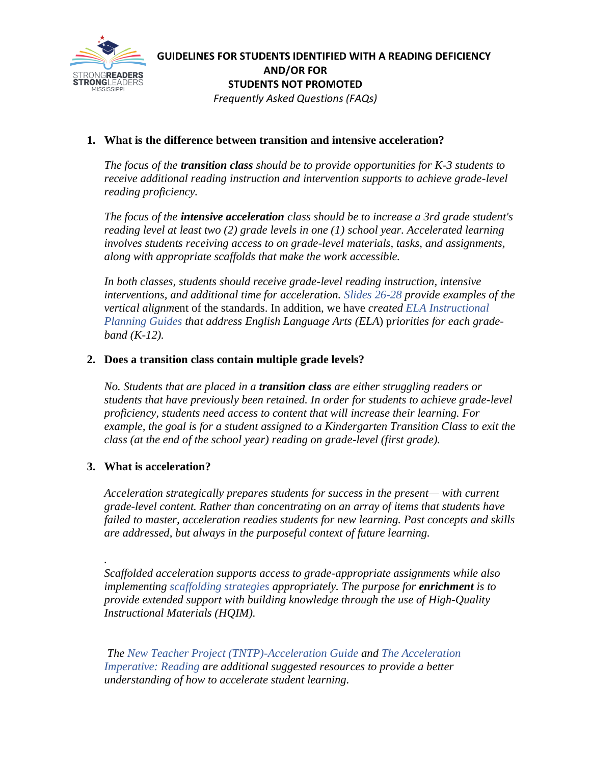# GUIDELINES FOR STUDENTS IDENTIFIED WITH A READING DEFICIENCY AND/OR FOR STUDENTS NOT PROMOTED

*Frequently Asked Questions (FAQs)*

1. **What is the difference between transition and intensive acceleration?**

   *The focus of the **transition class** should be to provide opportunities for K-3 students to receive additional reading instruction and intervention supports to achieve grade-level reading proficiency.*

   *The focus of the **intensive acceleration** class should be to increase a 3rd grade student's reading level at least two (2) grade levels in one (1) school year. Accelerated learning involves students receiving access to on grade-level materials, tasks, and assignments, along with appropriate scaffolds that make the work accessible.*

   *In both classes, students should receive grade-level reading instruction, intensive interventions, and additional time for acceleration. Slides 26-28 provide examples of the vertical align*ment of the standards. In addition, we have *created ELA Instructional Planning Guides that address English Language Arts (ELA*) priorities *for each grade-band (K-12).*

2. **Does a transition class contain multiple grade levels?**

   *No. Students that are placed in a **transition class** are either struggling readers or students that have previously been retained. In order for students to achieve grade-level proficiency, students need access to content that will increase their learning. For example, the goal is for a student assigned to a Kindergarten Transition Class to exit the class (at the end of the school year) reading on grade-level (first grade).*

3. **What is acceleration?**

   *Acceleration strategically prepares students for success in the present— with current grade-level content. Rather than concentrating on an array of items that students have failed to master, acceleration readies students for new learning. Past concepts and skills are addressed, but always in the purposeful context of future learning.*

   .
   *Scaffolded acceleration supports access to grade-appropriate assignments while also implementing scaffolding strategies appropriately. The purpose for **enrichment** is to provide extended support with building knowledge through the use of High-Quality Instructional Materials (HQIM).*

   *The New Teacher Project (TNTP)-Acceleration Guide and The Acceleration Imperative: Reading are additional suggested resources to provide a better understanding of how to accelerate student learning.*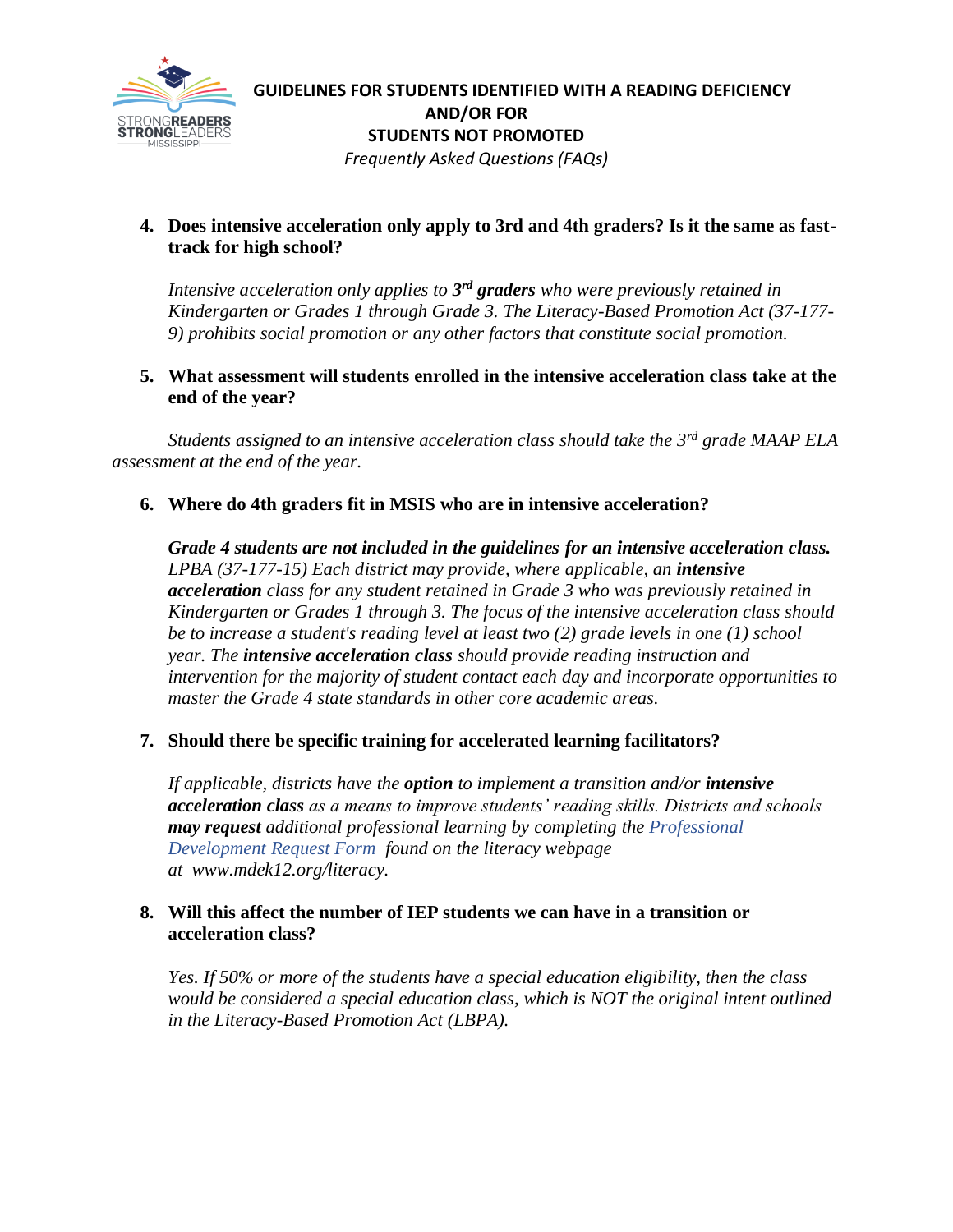**GUIDELINES FOR STUDENTS IDENTIFIED WITH A READING DEFICIENCY AND/OR FOR STUDENTS NOT PROMOTED**

*Frequently Asked Questions (FAQs)*

4. **Does intensive acceleration only apply to 3rd and 4th graders? Is it the same as fast-track for high school?**

   *Intensive acceleration only applies to **3rd graders** who were previously retained in Kindergarten or Grades 1 through Grade 3. The Literacy-Based Promotion Act (37-177-9) prohibits social promotion or any other factors that constitute social promotion.*

5. **What assessment will students enrolled in the intensive acceleration class take at the end of the year?**

   *Students assigned to an intensive acceleration class should take the 3rd grade MAAP ELA assessment at the end of the year.*

6. **Where do 4th graders fit in MSIS who are in intensive acceleration?**

   ***Grade 4 students are not included in the guidelines for an intensive acceleration class.*** *LPBA (37-177-15) Each district may provide, where applicable, an **intensive acceleration** class for any student retained in Grade 3 who was previously retained in Kindergarten or Grades 1 through 3. The focus of the intensive acceleration class should be to increase a student's reading level at least two (2) grade levels in one (1) school year. The **intensive acceleration class** should provide reading instruction and intervention for the majority of student contact each day and incorporate opportunities to master the Grade 4 state standards in other core academic areas.*

7. **Should there be specific training for accelerated learning facilitators?**

   *If applicable, districts have the **option** to implement a transition and/or **intensive acceleration class** as a means to improve students' reading skills. Districts and schools **may request** additional professional learning by completing the Professional Development Request Form found on the literacy webpage at www.mdek12.org/literacy.*

8. **Will this affect the number of IEP students we can have in a transition or acceleration class?**

   *Yes. If 50% or more of the students have a special education eligibility, then the class would be considered a special education class, which is NOT the original intent outlined in the Literacy-Based Promotion Act (LBPA).*